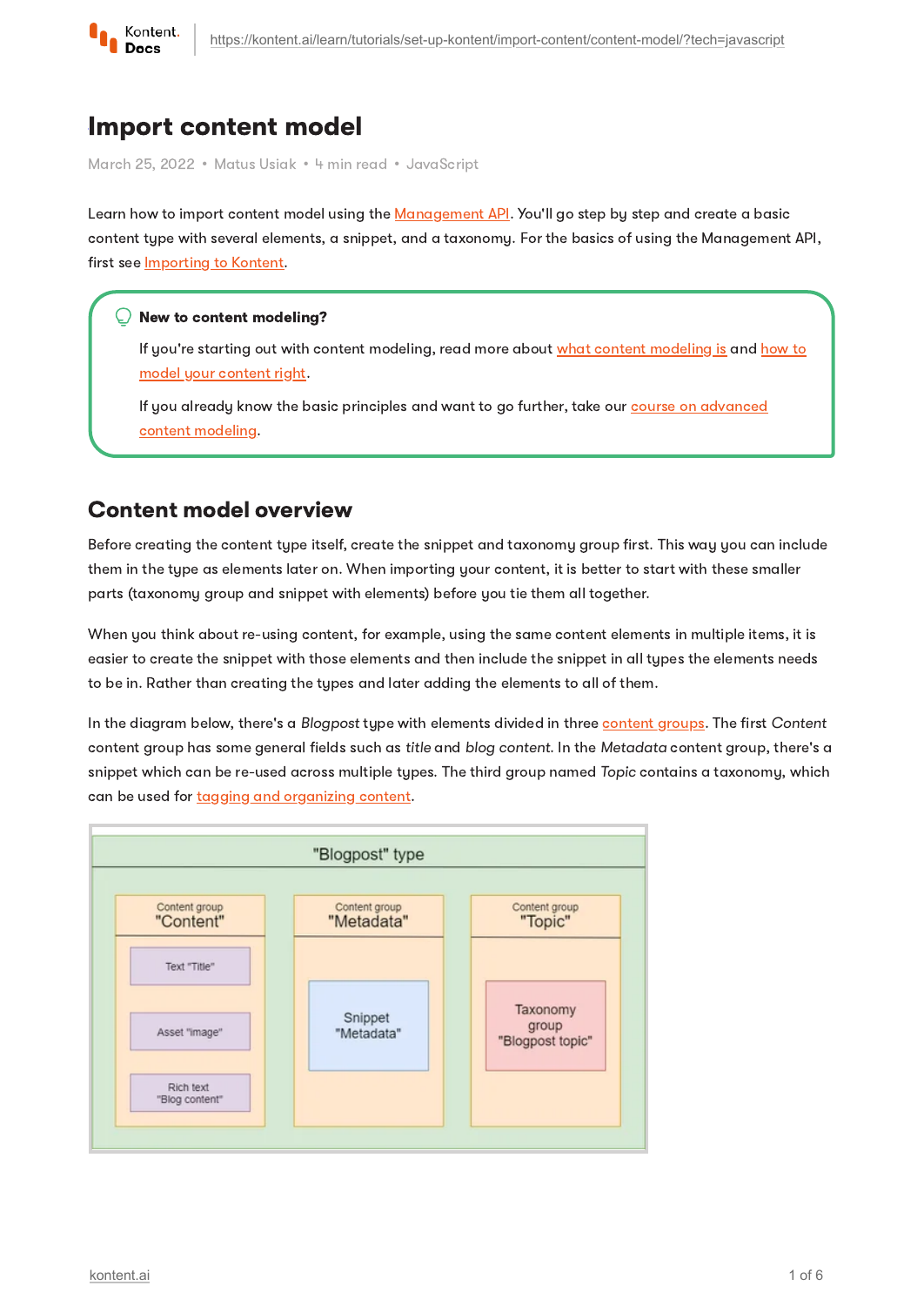# Import content model

March 25, 2022 • Matus Usiak • 4 min read • JavaScript

Learn how to import content model using the Management API. You'll go step by step and create a basic content type with several elements, a snippet, and a taxonomy. For the basics of using the Management API, first see Importing to Kontent.

> **New to content modeling?**
>
> If you're starting out with content modeling, read more about what content modeling is and how to model your content right.
>
> If you already know the basic principles and want to go further, take our course on advanced content modeling.

## Content model overview

Before creating the content type itself, create the snippet and taxonomy group first. This way you can include them in the type as elements later on. When importing your content, it is better to start with these smaller parts (taxonomy group and snippet with elements) before you tie them all together.

When you think about re-using content, for example, using the same content elements in multiple items, it is easier to create the snippet with those elements and then include the snippet in all types the elements needs to be in. Rather than creating the types and later adding the elements to all of them.

In the diagram below, there's a *Blogpost* type with elements divided in three content groups. The first *Content* content group has some general fields such as *title* and *blog content*. In the *Metadata* content group, there's a snippet which can be re-used across multiple types. The third group named *Topic* contains a taxonomy, which can be used for tagging and organizing content.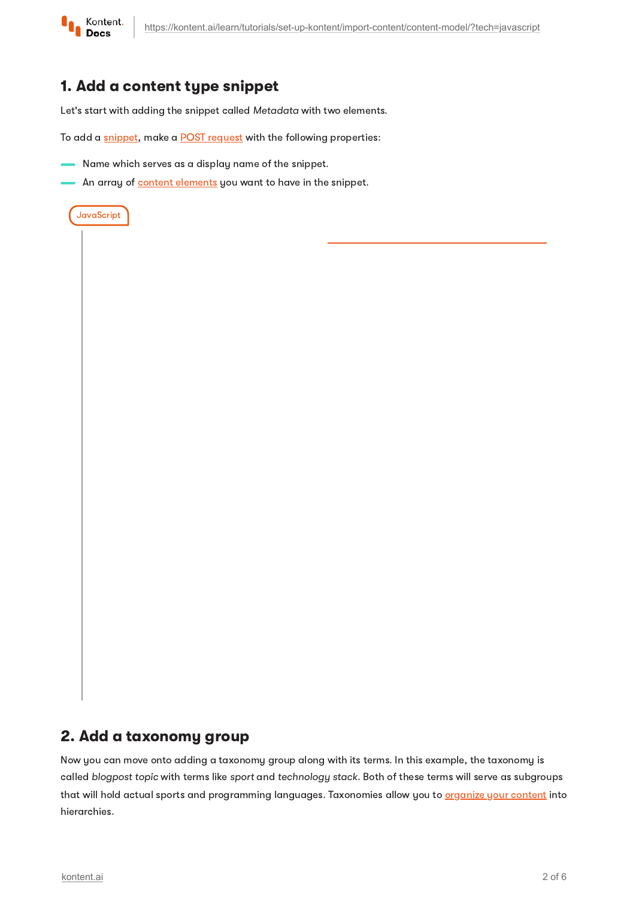## 1. Add a content type snippet

Let's start with adding the snippet called *Metadata* with two elements.

To add a snippet, make a POST request with the following properties:

- Name which serves as a display name of the snippet.
- An array of content elements you want to have in the snippet.

JavaScript

## 2. Add a taxonomy group

Now you can move onto adding a taxonomy group along with its terms. In this example, the taxonomy is called *blogpost topic* with terms like *sport* and *technology stack*. Both of these terms will serve as subgroups that will hold actual sports and programming languages. Taxonomies allow you to organize your content into hierarchies.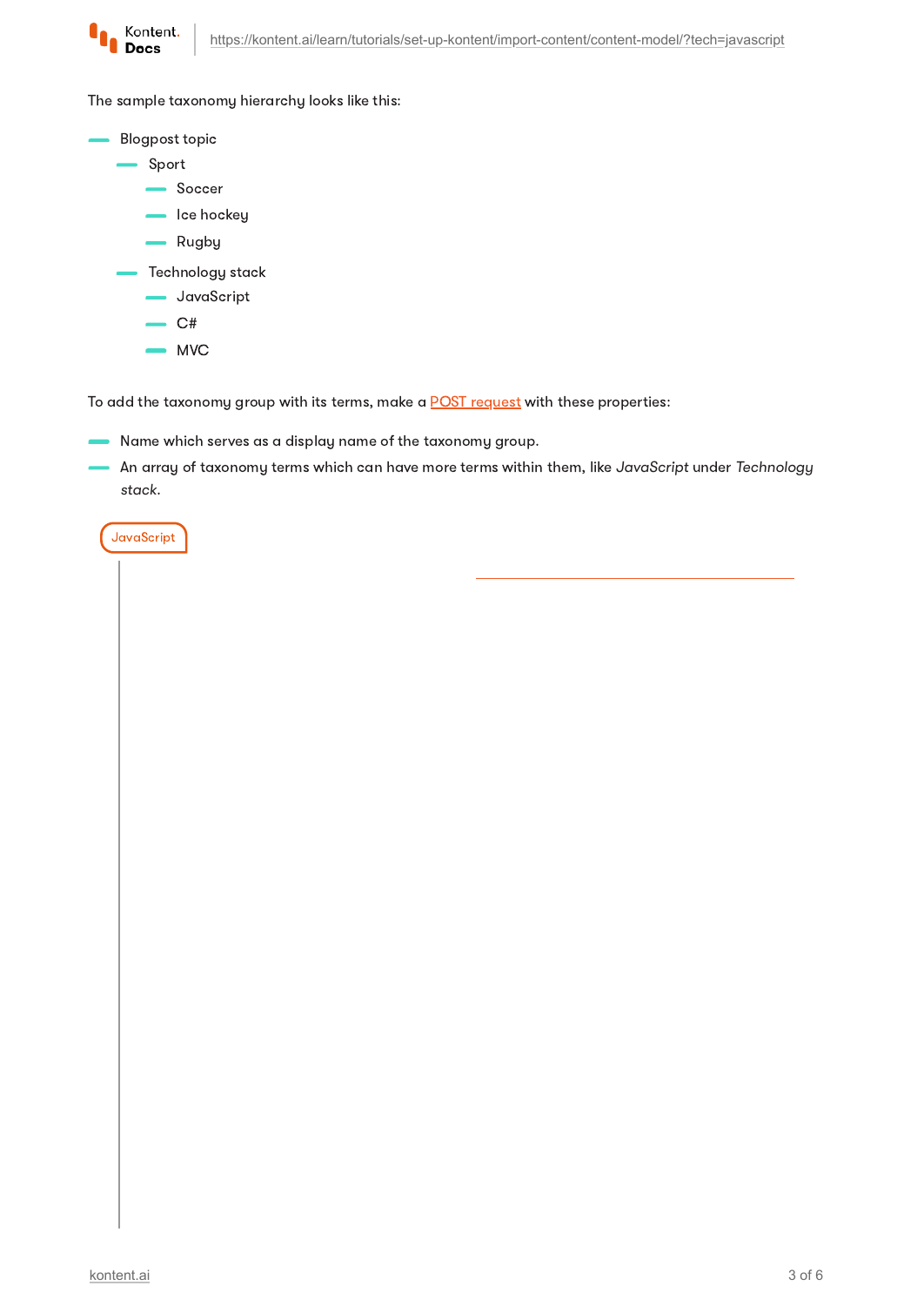The sample taxonomy hierarchy looks like this:

- Blogpost topic
  - Sport
    - Soccer
    - Ice hockey
    - Rugby
  - Technology stack
    - JavaScript
    - C#
    - MVC

To add the taxonomy group with its terms, make a POST request with these properties:

- Name which serves as a display name of the taxonomy group.
- An array of taxonomy terms which can have more terms within them, like *JavaScript* under *Technology stack*.

JavaScript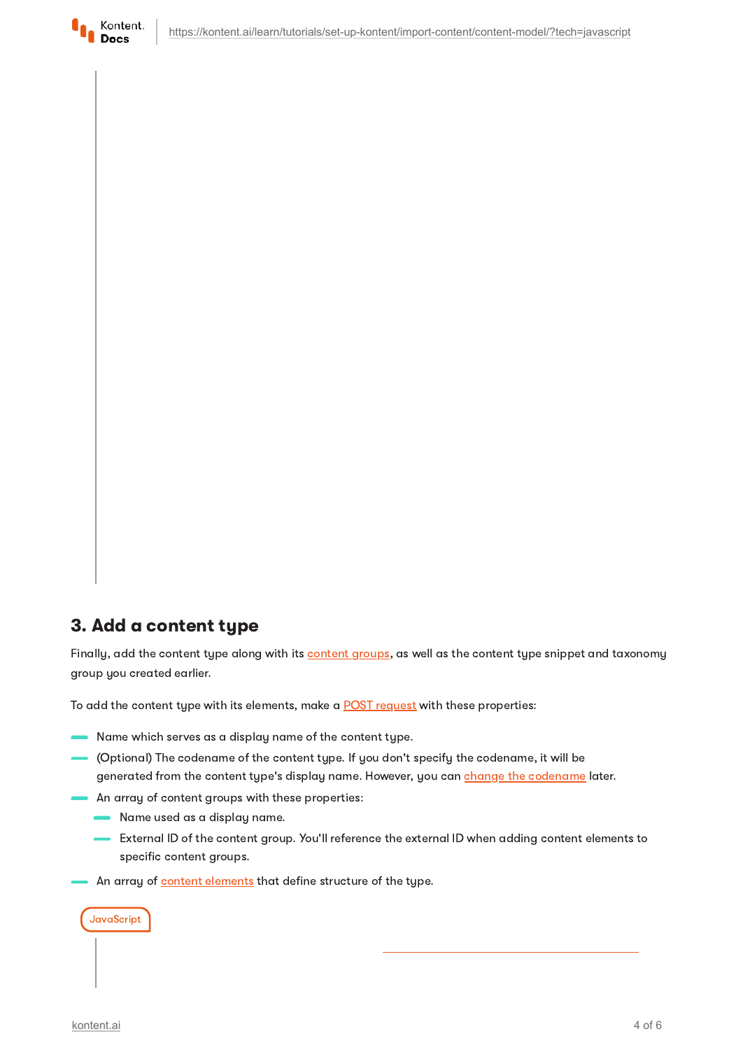## 3. Add a content type

Finally, add the content type along with its content groups, as well as the content type snippet and taxonomy group you created earlier.

To add the content type with its elements, make a POST request with these properties:

- Name which serves as a display name of the content type.
- (Optional) The codename of the content type. If you don't specify the codename, it will be generated from the content type's display name. However, you can change the codename later.
- An array of content groups with these properties:
  - Name used as a display name.
  - External ID of the content group. You'll reference the external ID when adding content elements to specific content groups.
- An array of content elements that define structure of the type.

JavaScript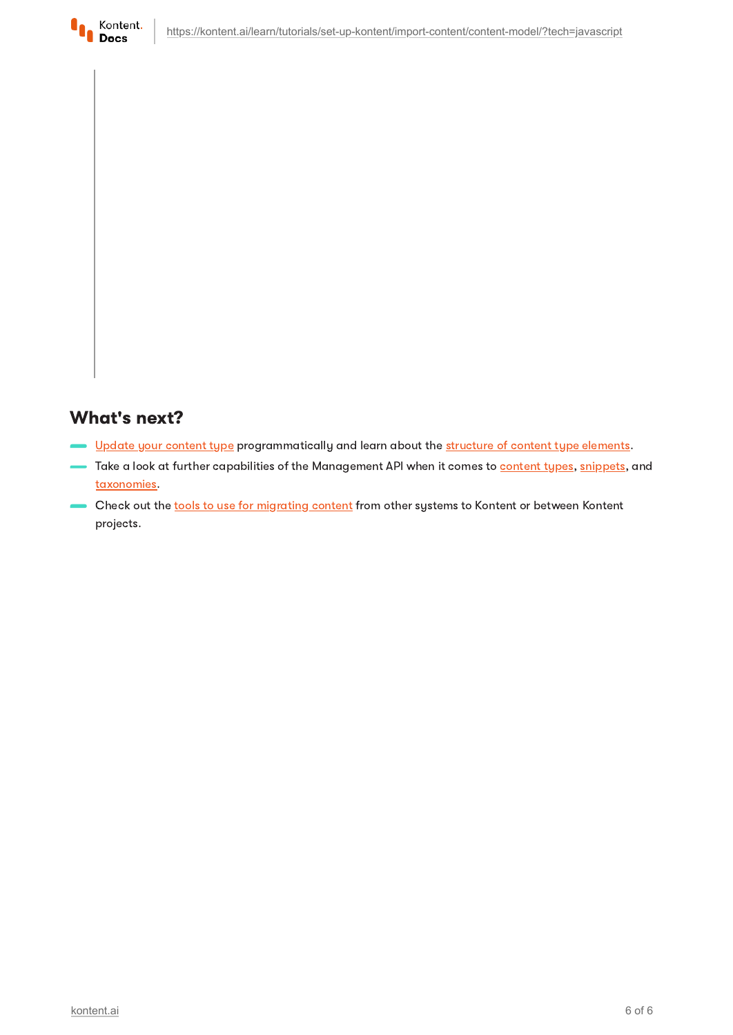## What's next?

- Update your content type programmatically and learn about the structure of content type elements.
- Take a look at further capabilities of the Management API when it comes to content types, snippets, and taxonomies.
- Check out the tools to use for migrating content from other systems to Kontent or between Kontent projects.